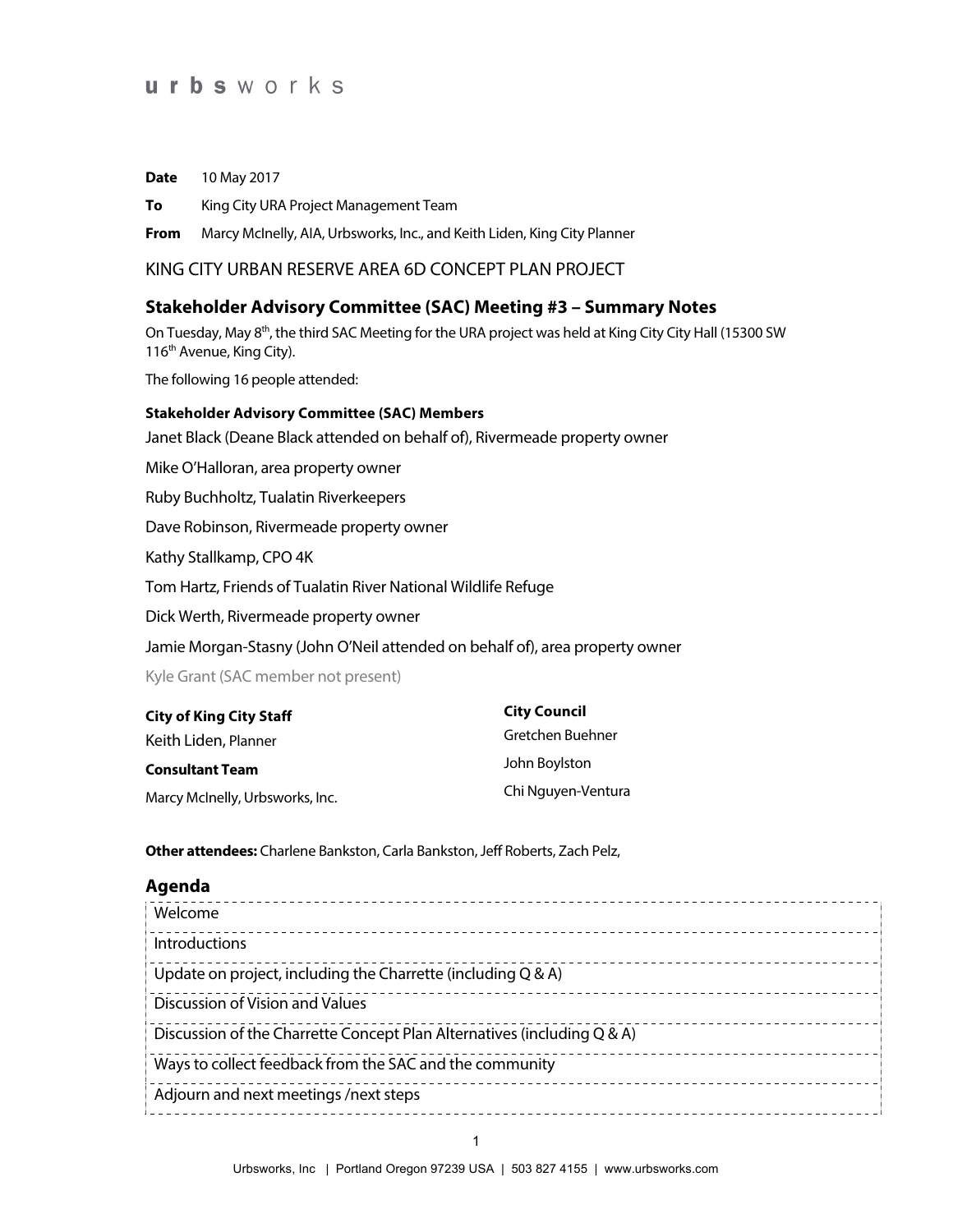urbsworks

**Date** 10 May 2017

**To** King City URA Project Management Team

**From** Marcy McInelly, AIA, Urbsworks, Inc., and Keith Liden, King City Planner

KING CITY URBAN RESERVE AREA 6D CONCEPT PLAN PROJECT

## Stakeholder Advisory Committee (SAC) Meeting #3 – Summary Notes

On Tuesday, May 8th, the third SAC Meeting for the URA project was held at King City City Hall (15300 SW 116th Avenue, King City).

The following 16 people attended:

**Stakeholder Advisory Committee (SAC) Members**

Janet Black (Deane Black attended on behalf of), Rivermeade property owner

Mike O'Halloran, area property owner

Ruby Buchholtz, Tualatin Riverkeepers

Dave Robinson, Rivermeade property owner

Kathy Stallkamp, CPO 4K

Tom Hartz, Friends of Tualatin River National Wildlife Refuge

Dick Werth, Rivermeade property owner

Jamie Morgan-Stasny (John O'Neil attended on behalf of), area property owner

Kyle Grant (SAC member not present)

**City of King City Staff**

Keith Liden, Planner

**Consultant Team**

Marcy McInelly, Urbsworks, Inc.

**City Council**

Gretchen Buehner

John Boylston

Chi Nguyen-Ventura

**Other attendees:** Charlene Bankston, Carla Bankston, Jeff Roberts, Zach Pelz,

### Agenda

| |
|---|
| Welcome |
| Introductions |
| Update on project, including the Charrette (including Q & A) |
| Discussion of Vision and Values |
| Discussion of the Charrette Concept Plan Alternatives (including Q & A) |
| Ways to collect feedback from the SAC and the community |
| Adjourn and next meetings /next steps |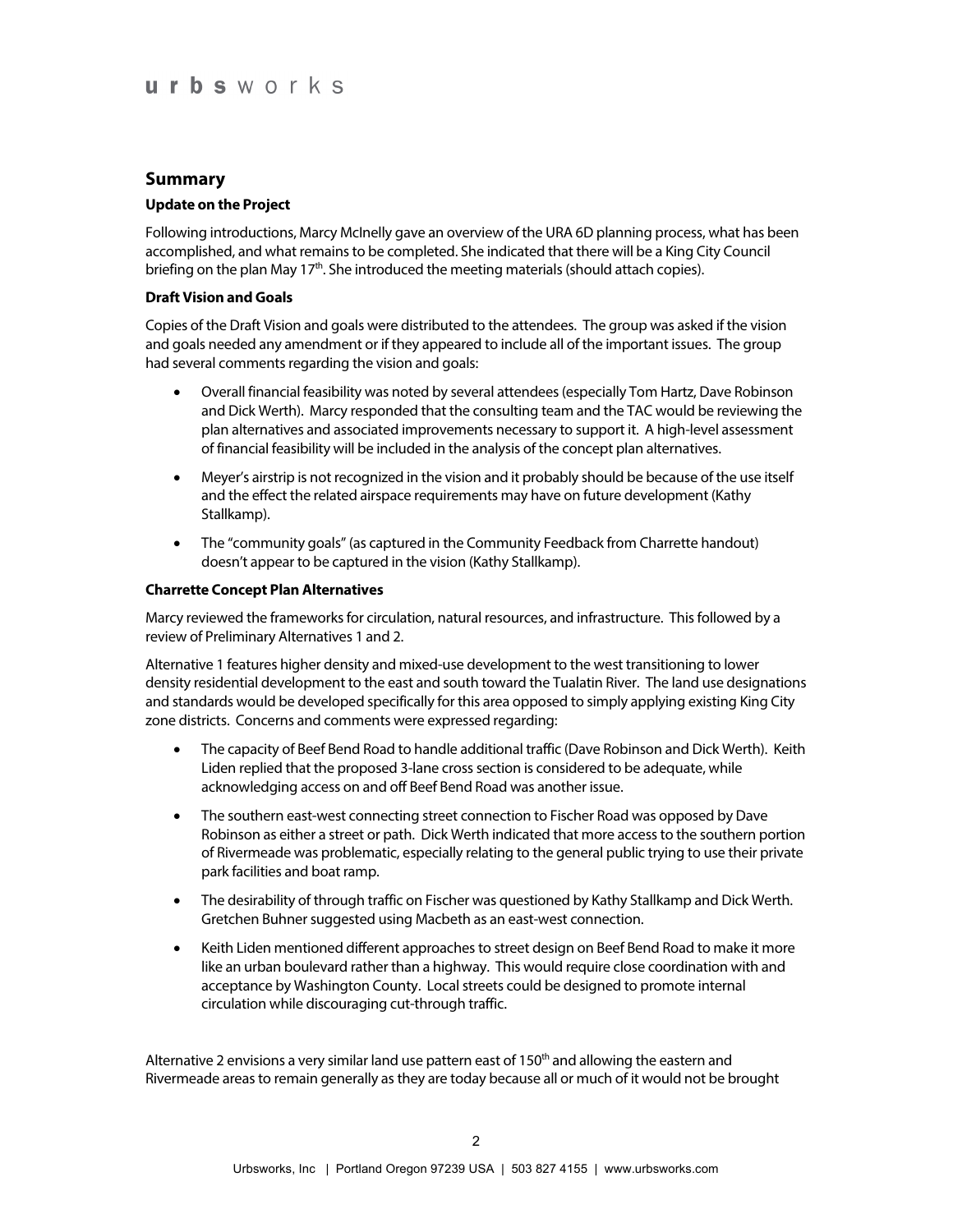## Summary

### Update on the Project

Following introductions, Marcy McInelly gave an overview of the URA 6D planning process, what has been accomplished, and what remains to be completed. She indicated that there will be a King City Council briefing on the plan May 17th. She introduced the meeting materials (should attach copies).

### Draft Vision and Goals

Copies of the Draft Vision and goals were distributed to the attendees. The group was asked if the vision and goals needed any amendment or if they appeared to include all of the important issues. The group had several comments regarding the vision and goals:

- Overall financial feasibility was noted by several attendees (especially Tom Hartz, Dave Robinson and Dick Werth). Marcy responded that the consulting team and the TAC would be reviewing the plan alternatives and associated improvements necessary to support it. A high-level assessment of financial feasibility will be included in the analysis of the concept plan alternatives.
- Meyer's airstrip is not recognized in the vision and it probably should be because of the use itself and the effect the related airspace requirements may have on future development (Kathy Stallkamp).
- The "community goals" (as captured in the Community Feedback from Charrette handout) doesn't appear to be captured in the vision (Kathy Stallkamp).

### Charrette Concept Plan Alternatives

Marcy reviewed the frameworks for circulation, natural resources, and infrastructure. This followed by a review of Preliminary Alternatives 1 and 2.

Alternative 1 features higher density and mixed-use development to the west transitioning to lower density residential development to the east and south toward the Tualatin River. The land use designations and standards would be developed specifically for this area opposed to simply applying existing King City zone districts. Concerns and comments were expressed regarding:

- The capacity of Beef Bend Road to handle additional traffic (Dave Robinson and Dick Werth). Keith Liden replied that the proposed 3-lane cross section is considered to be adequate, while acknowledging access on and off Beef Bend Road was another issue.
- The southern east-west connecting street connection to Fischer Road was opposed by Dave Robinson as either a street or path. Dick Werth indicated that more access to the southern portion of Rivermeade was problematic, especially relating to the general public trying to use their private park facilities and boat ramp.
- The desirability of through traffic on Fischer was questioned by Kathy Stallkamp and Dick Werth. Gretchen Buhner suggested using Macbeth as an east-west connection.
- Keith Liden mentioned different approaches to street design on Beef Bend Road to make it more like an urban boulevard rather than a highway. This would require close coordination with and acceptance by Washington County. Local streets could be designed to promote internal circulation while discouraging cut-through traffic.

Alternative 2 envisions a very similar land use pattern east of 150th and allowing the eastern and Rivermeade areas to remain generally as they are today because all or much of it would not be brought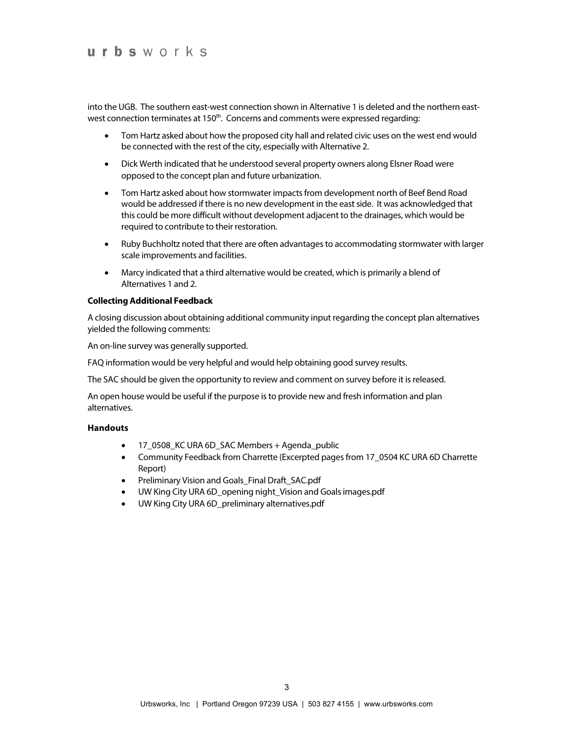into the UGB. The southern east-west connection shown in Alternative 1 is deleted and the northern east-west connection terminates at 150th. Concerns and comments were expressed regarding:

- Tom Hartz asked about how the proposed city hall and related civic uses on the west end would be connected with the rest of the city, especially with Alternative 2.
- Dick Werth indicated that he understood several property owners along Elsner Road were opposed to the concept plan and future urbanization.
- Tom Hartz asked about how stormwater impacts from development north of Beef Bend Road would be addressed if there is no new development in the east side. It was acknowledged that this could be more difficult without development adjacent to the drainages, which would be required to contribute to their restoration.
- Ruby Buchholtz noted that there are often advantages to accommodating stormwater with larger scale improvements and facilities.
- Marcy indicated that a third alternative would be created, which is primarily a blend of Alternatives 1 and 2.

**Collecting Additional Feedback**

A closing discussion about obtaining additional community input regarding the concept plan alternatives yielded the following comments:

An on-line survey was generally supported.

FAQ information would be very helpful and would help obtaining good survey results.

The SAC should be given the opportunity to review and comment on survey before it is released.

An open house would be useful if the purpose is to provide new and fresh information and plan alternatives.

**Handouts**

- 17_0508_KC URA 6D_SAC Members + Agenda_public
- Community Feedback from Charrette (Excerpted pages from 17_0504 KC URA 6D Charrette Report)
- Preliminary Vision and Goals_Final Draft_SAC.pdf
- UW King City URA 6D_opening night_Vision and Goals images.pdf
- UW King City URA 6D_preliminary alternatives.pdf